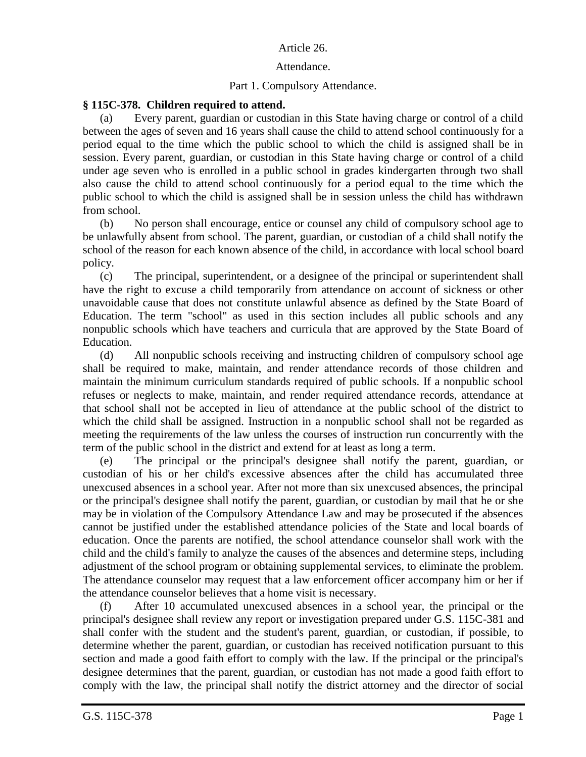Article 26.

Attendance.

Part 1. Compulsory Attendance.

**§ 115C-378. Children required to attend.**

(a) Every parent, guardian or custodian in this State having charge or control of a child between the ages of seven and 16 years shall cause the child to attend school continuously for a period equal to the time which the public school to which the child is assigned shall be in session. Every parent, guardian, or custodian in this State having charge or control of a child under age seven who is enrolled in a public school in grades kindergarten through two shall also cause the child to attend school continuously for a period equal to the time which the public school to which the child is assigned shall be in session unless the child has withdrawn from school.

(b) No person shall encourage, entice or counsel any child of compulsory school age to be unlawfully absent from school. The parent, guardian, or custodian of a child shall notify the school of the reason for each known absence of the child, in accordance with local school board policy.

(c) The principal, superintendent, or a designee of the principal or superintendent shall have the right to excuse a child temporarily from attendance on account of sickness or other unavoidable cause that does not constitute unlawful absence as defined by the State Board of Education. The term "school" as used in this section includes all public schools and any nonpublic schools which have teachers and curricula that are approved by the State Board of Education.

(d) All nonpublic schools receiving and instructing children of compulsory school age shall be required to make, maintain, and render attendance records of those children and maintain the minimum curriculum standards required of public schools. If a nonpublic school refuses or neglects to make, maintain, and render required attendance records, attendance at that school shall not be accepted in lieu of attendance at the public school of the district to which the child shall be assigned. Instruction in a nonpublic school shall not be regarded as meeting the requirements of the law unless the courses of instruction run concurrently with the term of the public school in the district and extend for at least as long a term.

(e) The principal or the principal's designee shall notify the parent, guardian, or custodian of his or her child's excessive absences after the child has accumulated three unexcused absences in a school year. After not more than six unexcused absences, the principal or the principal's designee shall notify the parent, guardian, or custodian by mail that he or she may be in violation of the Compulsory Attendance Law and may be prosecuted if the absences cannot be justified under the established attendance policies of the State and local boards of education. Once the parents are notified, the school attendance counselor shall work with the child and the child's family to analyze the causes of the absences and determine steps, including adjustment of the school program or obtaining supplemental services, to eliminate the problem. The attendance counselor may request that a law enforcement officer accompany him or her if the attendance counselor believes that a home visit is necessary.

(f) After 10 accumulated unexcused absences in a school year, the principal or the principal's designee shall review any report or investigation prepared under G.S. 115C-381 and shall confer with the student and the student's parent, guardian, or custodian, if possible, to determine whether the parent, guardian, or custodian has received notification pursuant to this section and made a good faith effort to comply with the law. If the principal or the principal's designee determines that the parent, guardian, or custodian has not made a good faith effort to comply with the law, the principal shall notify the district attorney and the director of social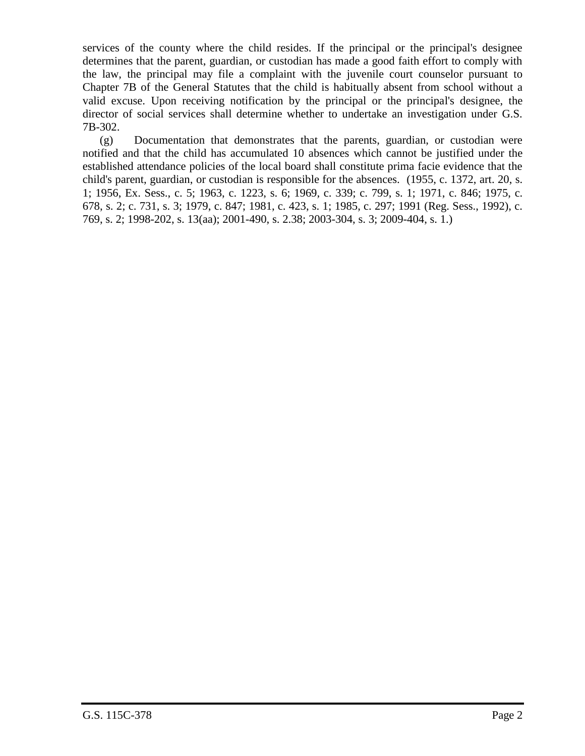services of the county where the child resides. If the principal or the principal's designee determines that the parent, guardian, or custodian has made a good faith effort to comply with the law, the principal may file a complaint with the juvenile court counselor pursuant to Chapter 7B of the General Statutes that the child is habitually absent from school without a valid excuse. Upon receiving notification by the principal or the principal's designee, the director of social services shall determine whether to undertake an investigation under G.S. 7B-302.

(g) Documentation that demonstrates that the parents, guardian, or custodian were notified and that the child has accumulated 10 absences which cannot be justified under the established attendance policies of the local board shall constitute prima facie evidence that the child's parent, guardian, or custodian is responsible for the absences. (1955, c. 1372, art. 20, s. 1; 1956, Ex. Sess., c. 5; 1963, c. 1223, s. 6; 1969, c. 339; c. 799, s. 1; 1971, c. 846; 1975, c. 678, s. 2; c. 731, s. 3; 1979, c. 847; 1981, c. 423, s. 1; 1985, c. 297; 1991 (Reg. Sess., 1992), c. 769, s. 2; 1998-202, s. 13(aa); 2001-490, s. 2.38; 2003-304, s. 3; 2009-404, s. 1.)